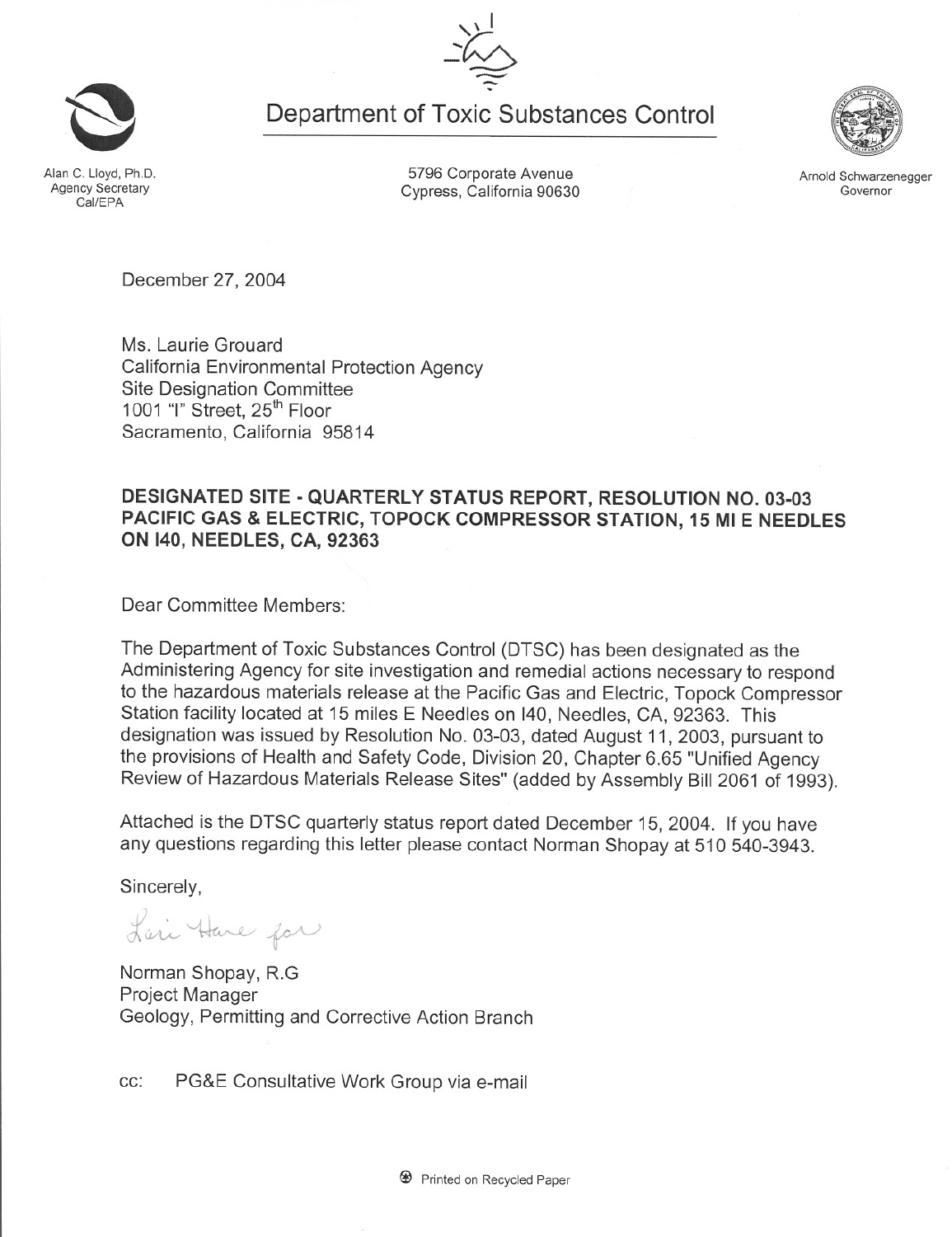# Department of Toxic Substances Control

Alan C. Lloyd, Ph.D.
Agency Secretary
Cal/EPA

5796 Corporate Avenue
Cypress, California 90630

Arnold Schwarzenegger
Governor

December 27, 2004

Ms. Laurie Grouard
California Environmental Protection Agency
Site Designation Committee
1001 "I" Street, 25th Floor
Sacramento, California 95814

**DESIGNATED SITE - QUARTERLY STATUS REPORT, RESOLUTION NO. 03-03 PACIFIC GAS & ELECTRIC, TOPOCK COMPRESSOR STATION, 15 MI E NEEDLES ON I40, NEEDLES, CA, 92363**

Dear Committee Members:

The Department of Toxic Substances Control (DTSC) has been designated as the Administering Agency for site investigation and remedial actions necessary to respond to the hazardous materials release at the Pacific Gas and Electric, Topock Compressor Station facility located at 15 miles E Needles on I40, Needles, CA, 92363. This designation was issued by Resolution No. 03-03, dated August 11, 2003, pursuant to the provisions of Health and Safety Code, Division 20, Chapter 6.65 "Unified Agency Review of Hazardous Materials Release Sites" (added by Assembly Bill 2061 of 1993).

Attached is the DTSC quarterly status report dated December 15, 2004. If you have any questions regarding this letter please contact Norman Shopay at 510 540-3943.

Sincerely,

Lori Hare for

Norman Shopay, R.G
Project Manager
Geology, Permitting and Corrective Action Branch

cc: PG&E Consultative Work Group via e-mail

Printed on Recycled Paper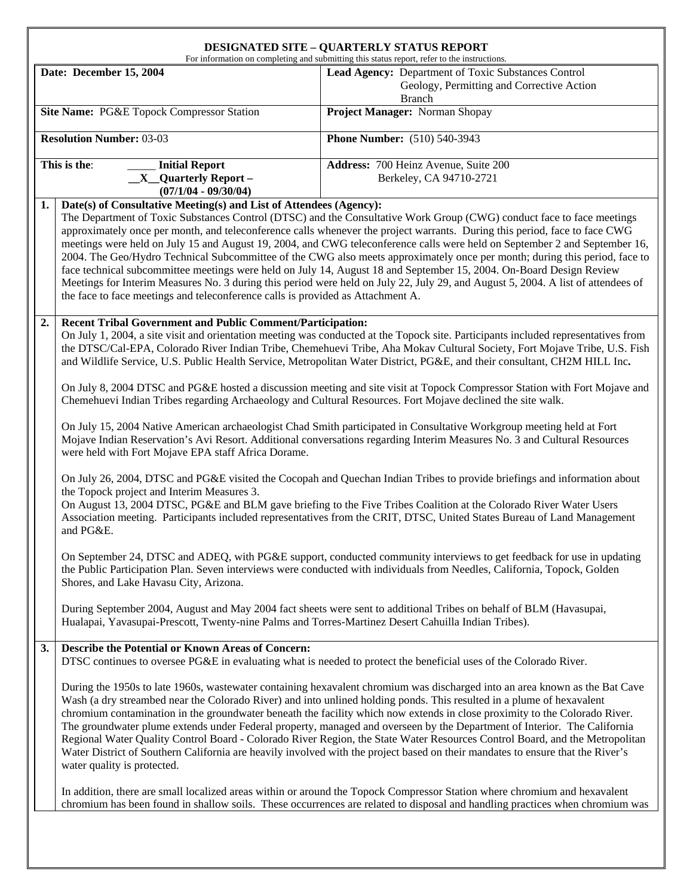# DESIGNATED SITE – QUARTERLY STATUS REPORT

For information on completing and submitting this status report, refer to the instructions.

| | |
|---|---|
| **Date: December 15, 2004** | **Lead Agency:** Department of Toxic Substances Control Geology, Permitting and Corrective Action Branch |
| **Site Name:** PG&E Topock Compressor Station | **Project Manager:** Norman Shopay |
| **Resolution Number:** 03-03 | **Phone Number:** (510) 540-3943 |
| **This is the**: _____ **Initial Report** __X__ **Quarterly Report – (07/1/04 - 09/30/04)** | **Address:** 700 Heinz Avenue, Suite 200 Berkeley, CA 94710-2721 |

**1. Date(s) of Consultative Meeting(s) and List of Attendees (Agency):**

The Department of Toxic Substances Control (DTSC) and the Consultative Work Group (CWG) conduct face to face meetings approximately once per month, and teleconference calls whenever the project warrants. During this period, face to face CWG meetings were held on July 15 and August 19, 2004, and CWG teleconference calls were held on September 2 and September 16, 2004. The Geo/Hydro Technical Subcommittee of the CWG also meets approximately once per month; during this period, face to face technical subcommittee meetings were held on July 14, August 18 and September 15, 2004. On-Board Design Review Meetings for Interim Measures No. 3 during this period were held on July 22, July 29, and August 5, 2004. A list of attendees of the face to face meetings and teleconference calls is provided as Attachment A.

**2. Recent Tribal Government and Public Comment/Participation:**

On July 1, 2004, a site visit and orientation meeting was conducted at the Topock site. Participants included representatives from the DTSC/Cal-EPA, Colorado River Indian Tribe, Chemehuevi Tribe, Aha Mokav Cultural Society, Fort Mojave Tribe, U.S. Fish and Wildlife Service, U.S. Public Health Service, Metropolitan Water District, PG&E, and their consultant, CH2M HILL Inc**.**

On July 8, 2004 DTSC and PG&E hosted a discussion meeting and site visit at Topock Compressor Station with Fort Mojave and Chemehuevi Indian Tribes regarding Archaeology and Cultural Resources. Fort Mojave declined the site walk.

On July 15, 2004 Native American archaeologist Chad Smith participated in Consultative Workgroup meeting held at Fort Mojave Indian Reservation's Avi Resort. Additional conversations regarding Interim Measures No. 3 and Cultural Resources were held with Fort Mojave EPA staff Africa Dorame.

On July 26, 2004, DTSC and PG&E visited the Cocopah and Quechan Indian Tribes to provide briefings and information about the Topock project and Interim Measures 3.
On August 13, 2004 DTSC, PG&E and BLM gave briefing to the Five Tribes Coalition at the Colorado River Water Users Association meeting. Participants included representatives from the CRIT, DTSC, United States Bureau of Land Management and PG&E.

On September 24, DTSC and ADEQ, with PG&E support, conducted community interviews to get feedback for use in updating the Public Participation Plan. Seven interviews were conducted with individuals from Needles, California, Topock, Golden Shores, and Lake Havasu City, Arizona.

During September 2004, August and May 2004 fact sheets were sent to additional Tribes on behalf of BLM (Havasupai, Hualapai, Yavasupai-Prescott, Twenty-nine Palms and Torres-Martinez Desert Cahuilla Indian Tribes).

**3. Describe the Potential or Known Areas of Concern:**

DTSC continues to oversee PG&E in evaluating what is needed to protect the beneficial uses of the Colorado River.

During the 1950s to late 1960s, wastewater containing hexavalent chromium was discharged into an area known as the Bat Cave Wash (a dry streambed near the Colorado River) and into unlined holding ponds. This resulted in a plume of hexavalent chromium contamination in the groundwater beneath the facility which now extends in close proximity to the Colorado River. The groundwater plume extends under Federal property, managed and overseen by the Department of Interior. The California Regional Water Quality Control Board - Colorado River Region, the State Water Resources Control Board, and the Metropolitan Water District of Southern California are heavily involved with the project based on their mandates to ensure that the River's water quality is protected.

In addition, there are small localized areas within or around the Topock Compressor Station where chromium and hexavalent chromium has been found in shallow soils. These occurrences are related to disposal and handling practices when chromium was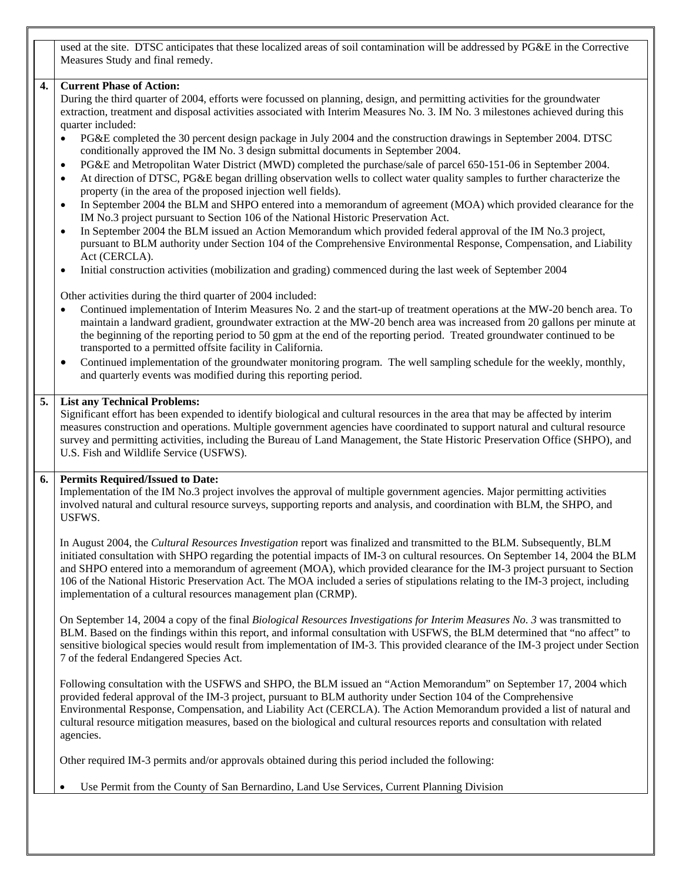used at the site. DTSC anticipates that these localized areas of soil contamination will be addressed by PG&E in the Corrective Measures Study and final remedy.

**4. Current Phase of Action:**

During the third quarter of 2004, efforts were focussed on planning, design, and permitting activities for the groundwater extraction, treatment and disposal activities associated with Interim Measures No. 3. IM No. 3 milestones achieved during this quarter included:

- PG&E completed the 30 percent design package in July 2004 and the construction drawings in September 2004. DTSC conditionally approved the IM No. 3 design submittal documents in September 2004.
- PG&E and Metropolitan Water District (MWD) completed the purchase/sale of parcel 650-151-06 in September 2004.
- At direction of DTSC, PG&E began drilling observation wells to collect water quality samples to further characterize the property (in the area of the proposed injection well fields).
- In September 2004 the BLM and SHPO entered into a memorandum of agreement (MOA) which provided clearance for the IM No.3 project pursuant to Section 106 of the National Historic Preservation Act.
- In September 2004 the BLM issued an Action Memorandum which provided federal approval of the IM No.3 project, pursuant to BLM authority under Section 104 of the Comprehensive Environmental Response, Compensation, and Liability Act (CERCLA).
- Initial construction activities (mobilization and grading) commenced during the last week of September 2004

Other activities during the third quarter of 2004 included:

- Continued implementation of Interim Measures No. 2 and the start-up of treatment operations at the MW-20 bench area. To maintain a landward gradient, groundwater extraction at the MW-20 bench area was increased from 20 gallons per minute at the beginning of the reporting period to 50 gpm at the end of the reporting period. Treated groundwater continued to be transported to a permitted offsite facility in California.
- Continued implementation of the groundwater monitoring program. The well sampling schedule for the weekly, monthly, and quarterly events was modified during this reporting period.

**5. List any Technical Problems:**

Significant effort has been expended to identify biological and cultural resources in the area that may be affected by interim measures construction and operations. Multiple government agencies have coordinated to support natural and cultural resource survey and permitting activities, including the Bureau of Land Management, the State Historic Preservation Office (SHPO), and U.S. Fish and Wildlife Service (USFWS).

**6. Permits Required/Issued to Date:**

Implementation of the IM No.3 project involves the approval of multiple government agencies. Major permitting activities involved natural and cultural resource surveys, supporting reports and analysis, and coordination with BLM, the SHPO, and USFWS.

In August 2004, the *Cultural Resources Investigation* report was finalized and transmitted to the BLM. Subsequently, BLM initiated consultation with SHPO regarding the potential impacts of IM-3 on cultural resources. On September 14, 2004 the BLM and SHPO entered into a memorandum of agreement (MOA), which provided clearance for the IM-3 project pursuant to Section 106 of the National Historic Preservation Act. The MOA included a series of stipulations relating to the IM-3 project, including implementation of a cultural resources management plan (CRMP).

On September 14, 2004 a copy of the final *Biological Resources Investigations for Interim Measures No. 3* was transmitted to BLM. Based on the findings within this report, and informal consultation with USFWS, the BLM determined that "no affect" to sensitive biological species would result from implementation of IM-3. This provided clearance of the IM-3 project under Section 7 of the federal Endangered Species Act.

Following consultation with the USFWS and SHPO, the BLM issued an "Action Memorandum" on September 17, 2004 which provided federal approval of the IM-3 project, pursuant to BLM authority under Section 104 of the Comprehensive Environmental Response, Compensation, and Liability Act (CERCLA). The Action Memorandum provided a list of natural and cultural resource mitigation measures, based on the biological and cultural resources reports and consultation with related agencies.

Other required IM-3 permits and/or approvals obtained during this period included the following:

- Use Permit from the County of San Bernardino, Land Use Services, Current Planning Division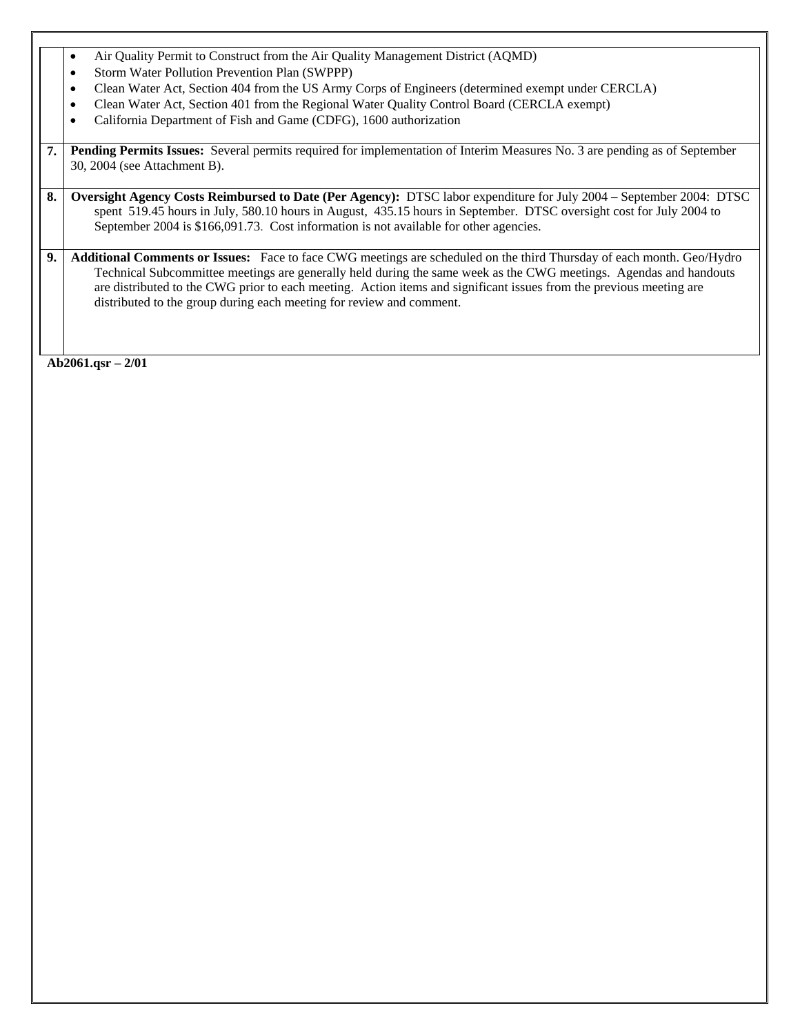- Air Quality Permit to Construct from the Air Quality Management District (AQMD)
- Storm Water Pollution Prevention Plan (SWPPP)
- Clean Water Act, Section 404 from the US Army Corps of Engineers (determined exempt under CERCLA)
- Clean Water Act, Section 401 from the Regional Water Quality Control Board (CERCLA exempt)
- California Department of Fish and Game (CDFG), 1600 authorization

**7.** **Pending Permits Issues:** Several permits required for implementation of Interim Measures No. 3 are pending as of September 30, 2004 (see Attachment B).

**8.** **Oversight Agency Costs Reimbursed to Date (Per Agency):** DTSC labor expenditure for July 2004 – September 2004: DTSC spent 519.45 hours in July, 580.10 hours in August, 435.15 hours in September. DTSC oversight cost for July 2004 to September 2004 is $166,091.73. Cost information is not available for other agencies.

**9.** **Additional Comments or Issues:** Face to face CWG meetings are scheduled on the third Thursday of each month. Geo/Hydro Technical Subcommittee meetings are generally held during the same week as the CWG meetings. Agendas and handouts are distributed to the CWG prior to each meeting. Action items and significant issues from the previous meeting are distributed to the group during each meeting for review and comment.

**Ab2061.qsr – 2/01**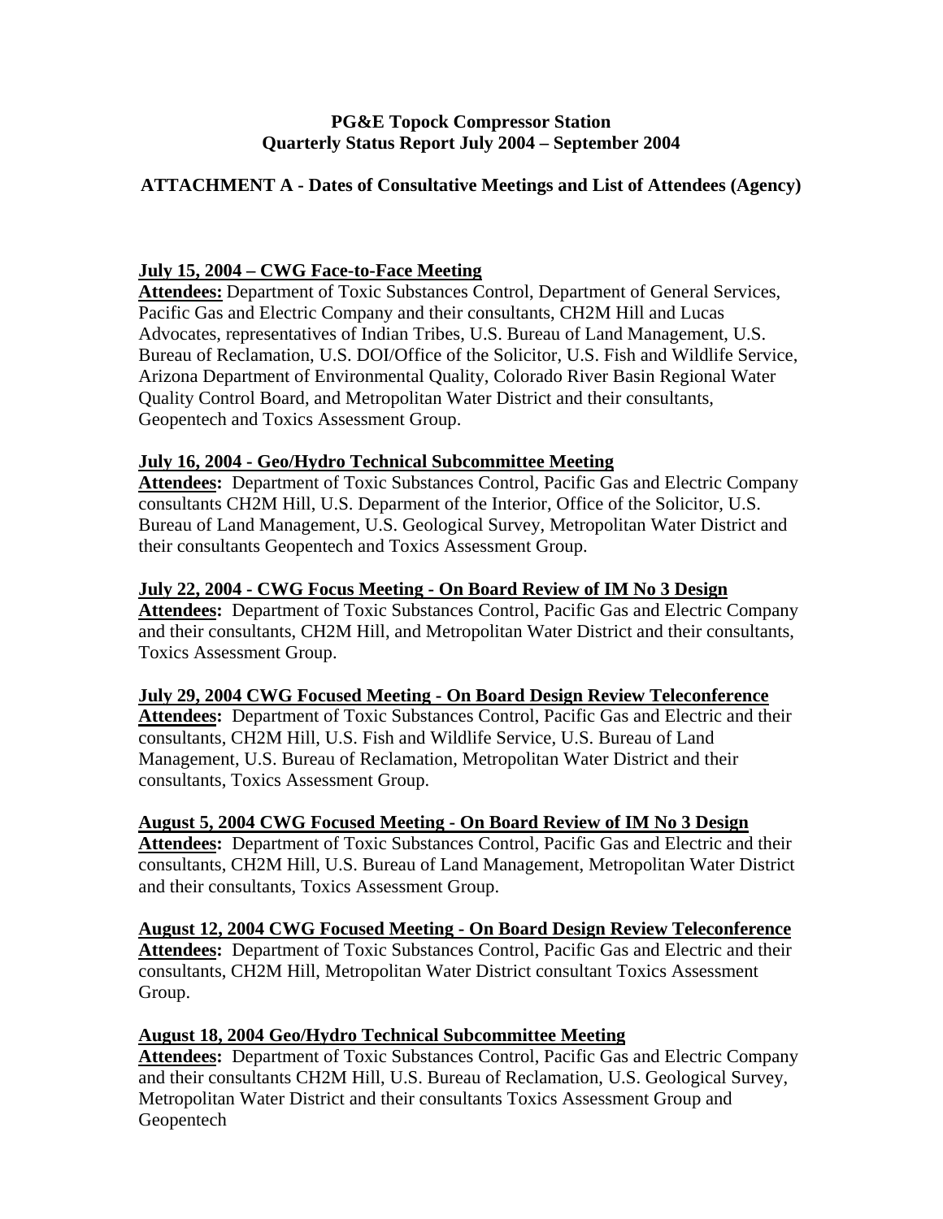**PG&E Topock Compressor Station**
**Quarterly Status Report July 2004 – September 2004**

**ATTACHMENT A - Dates of Consultative Meetings and List of Attendees (Agency)**

**July 15, 2004 – CWG Face-to-Face Meeting**
**Attendees:** Department of Toxic Substances Control, Department of General Services, Pacific Gas and Electric Company and their consultants, CH2M Hill and Lucas Advocates, representatives of Indian Tribes, U.S. Bureau of Land Management, U.S. Bureau of Reclamation, U.S. DOI/Office of the Solicitor, U.S. Fish and Wildlife Service, Arizona Department of Environmental Quality, Colorado River Basin Regional Water Quality Control Board, and Metropolitan Water District and their consultants, Geopentech and Toxics Assessment Group.

**July 16, 2004 - Geo/Hydro Technical Subcommittee Meeting**
**Attendees:** Department of Toxic Substances Control, Pacific Gas and Electric Company consultants CH2M Hill, U.S. Deparment of the Interior, Office of the Solicitor, U.S. Bureau of Land Management, U.S. Geological Survey, Metropolitan Water District and their consultants Geopentech and Toxics Assessment Group.

**July 22, 2004 - CWG Focus Meeting - On Board Review of IM No 3 Design**
**Attendees:** Department of Toxic Substances Control, Pacific Gas and Electric Company and their consultants, CH2M Hill, and Metropolitan Water District and their consultants, Toxics Assessment Group.

**July 29, 2004 CWG Focused Meeting - On Board Design Review Teleconference**
**Attendees:** Department of Toxic Substances Control, Pacific Gas and Electric and their consultants, CH2M Hill, U.S. Fish and Wildlife Service, U.S. Bureau of Land Management, U.S. Bureau of Reclamation, Metropolitan Water District and their consultants, Toxics Assessment Group.

**August 5, 2004 CWG Focused Meeting - On Board Review of IM No 3 Design**
**Attendees:** Department of Toxic Substances Control, Pacific Gas and Electric and their consultants, CH2M Hill, U.S. Bureau of Land Management, Metropolitan Water District and their consultants, Toxics Assessment Group.

**August 12, 2004 CWG Focused Meeting - On Board Design Review Teleconference**
**Attendees:** Department of Toxic Substances Control, Pacific Gas and Electric and their consultants, CH2M Hill, Metropolitan Water District consultant Toxics Assessment Group.

**August 18, 2004 Geo/Hydro Technical Subcommittee Meeting**
**Attendees:** Department of Toxic Substances Control, Pacific Gas and Electric Company and their consultants CH2M Hill, U.S. Bureau of Reclamation, U.S. Geological Survey, Metropolitan Water District and their consultants Toxics Assessment Group and Geopentech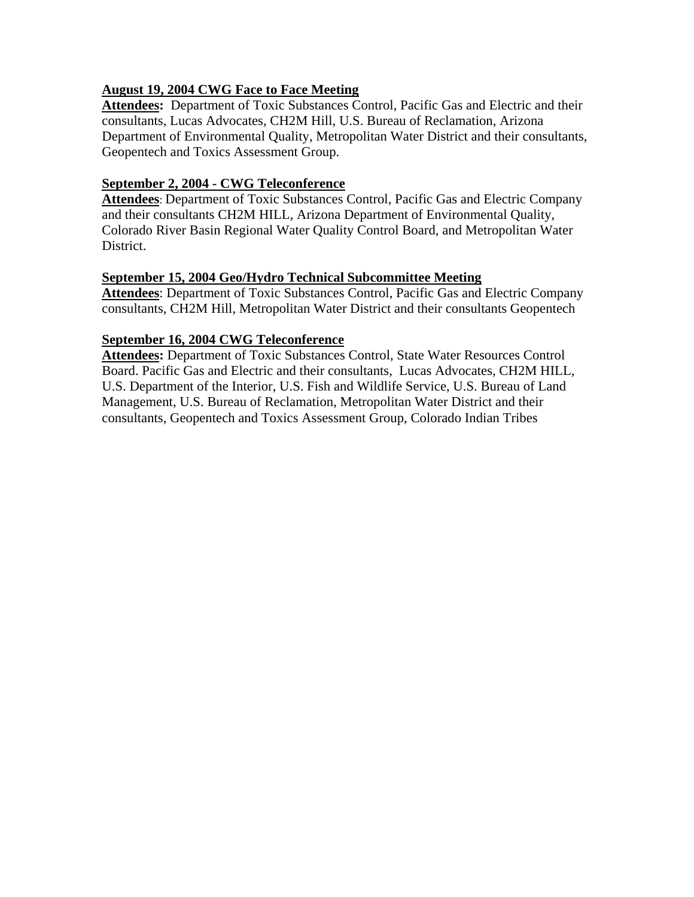**<u>August 19, 2004 CWG Face to Face Meeting</u>**
**<u>Attendees:</u>** Department of Toxic Substances Control, Pacific Gas and Electric and their consultants, Lucas Advocates, CH2M Hill, U.S. Bureau of Reclamation, Arizona Department of Environmental Quality, Metropolitan Water District and their consultants, Geopentech and Toxics Assessment Group.

**<u>September 2, 2004 - CWG Teleconference</u>**
**<u>Attendees</u>**: Department of Toxic Substances Control, Pacific Gas and Electric Company and their consultants CH2M HILL, Arizona Department of Environmental Quality, Colorado River Basin Regional Water Quality Control Board, and Metropolitan Water District.

**<u>September 15, 2004 Geo/Hydro Technical Subcommittee Meeting</u>**
**<u>Attendees</u>**: Department of Toxic Substances Control, Pacific Gas and Electric Company consultants, CH2M Hill, Metropolitan Water District and their consultants Geopentech

**<u>September 16, 2004 CWG Teleconference</u>**
**<u>Attendees:</u>** Department of Toxic Substances Control, State Water Resources Control Board. Pacific Gas and Electric and their consultants, Lucas Advocates, CH2M HILL, U.S. Department of the Interior, U.S. Fish and Wildlife Service, U.S. Bureau of Land Management, U.S. Bureau of Reclamation, Metropolitan Water District and their consultants, Geopentech and Toxics Assessment Group, Colorado Indian Tribes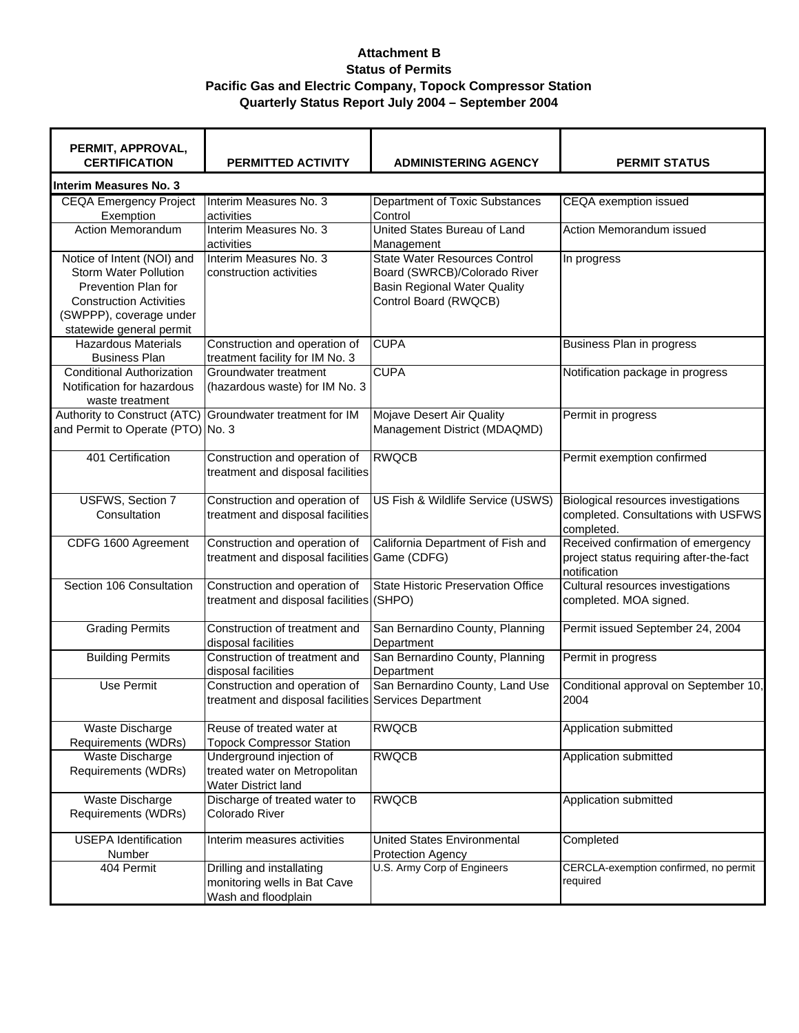**Attachment B**
**Status of Permits**
**Pacific Gas and Electric Company, Topock Compressor Station**
**Quarterly Status Report July 2004 – September 2004**

| PERMIT, APPROVAL, CERTIFICATION | PERMITTED ACTIVITY | ADMINISTERING AGENCY | PERMIT STATUS |
|---|---|---|---|
| **Interim Measures No. 3** | | | |
| CEQA Emergency Project Exemption | Interim Measures No. 3 activities | Department of Toxic Substances Control | CEQA exemption issued |
| Action Memorandum | Interim Measures No. 3 activities | United States Bureau of Land Management | Action Memorandum issued |
| Notice of Intent (NOI) and Storm Water Pollution Prevention Plan for Construction Activities (SWPPP), coverage under statewide general permit | Interim Measures No. 3 construction activities | State Water Resources Control Board (SWRCB)/Colorado River Basin Regional Water Quality Control Board (RWQCB) | In progress |
| Hazardous Materials Business Plan | Construction and operation of treatment facility for IM No. 3 | CUPA | Business Plan in progress |
| Conditional Authorization Notification for hazardous waste treatment | Groundwater treatment (hazardous waste) for IM No. 3 | CUPA | Notification package in progress |
| Authority to Construct (ATC) and Permit to Operate (PTO) | Groundwater treatment for IM No. 3 | Mojave Desert Air Quality Management District (MDAQMD) | Permit in progress |
| 401 Certification | Construction and operation of treatment and disposal facilities | RWQCB | Permit exemption confirmed |
| USFWS, Section 7 Consultation | Construction and operation of treatment and disposal facilities | US Fish & Wildlife Service (USWS) | Biological resources investigations completed. Consultations with USFWS completed. |
| CDFG 1600 Agreement | Construction and operation of treatment and disposal facilities | California Department of Fish and Game (CDFG) | Received confirmation of emergency project status requiring after-the-fact notification |
| Section 106 Consultation | Construction and operation of treatment and disposal facilities | State Historic Preservation Office (SHPO) | Cultural resources investigations completed. MOA signed. |
| Grading Permits | Construction of treatment and disposal facilities | San Bernardino County, Planning Department | Permit issued September 24, 2004 |
| Building Permits | Construction of treatment and disposal facilities | San Bernardino County, Planning Department | Permit in progress |
| Use Permit | Construction and operation of treatment and disposal facilities | San Bernardino County, Land Use Services Department | Conditional approval on September 10, 2004 |
| Waste Discharge Requirements (WDRs) | Reuse of treated water at Topock Compressor Station | RWQCB | Application submitted |
| Waste Discharge Requirements (WDRs) | Underground injection of treated water on Metropolitan Water District land | RWQCB | Application submitted |
| Waste Discharge Requirements (WDRs) | Discharge of treated water to Colorado River | RWQCB | Application submitted |
| USEPA Identification Number | Interim measures activities | United States Environmental Protection Agency | Completed |
| 404 Permit | Drilling and installating monitoring wells in Bat Cave Wash and floodplain | U.S. Army Corp of Engineers | CERCLA-exemption confirmed, no permit required |